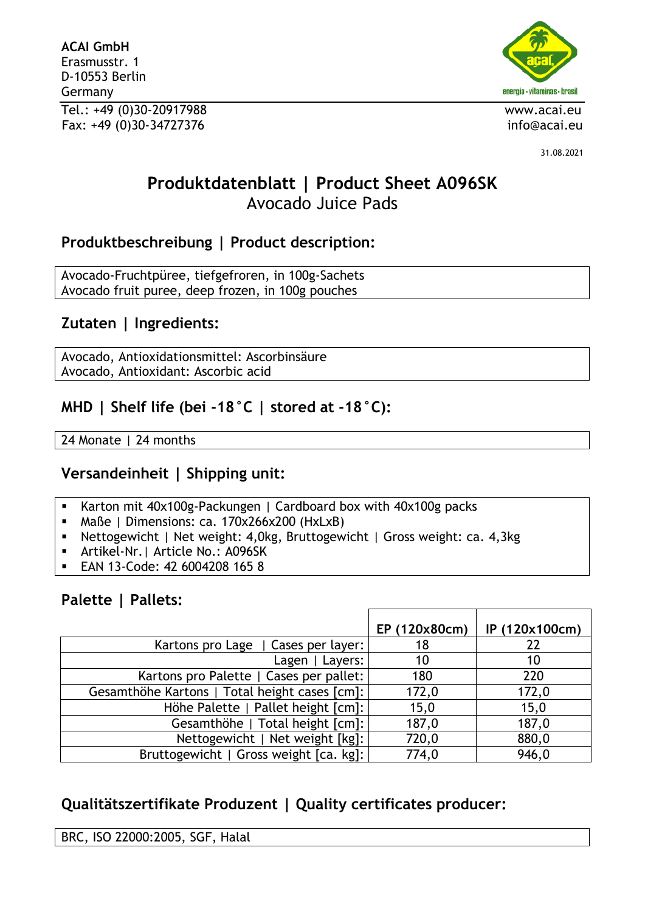**ACAI GmbH**
Erasmusstr. 1
D-10553 Berlin
Germany

Tel.: +49 (0)30-20917988
Fax: +49 (0)30-34727376

www.acai.eu
info@acai.eu

31.08.2021

# Produktdatenblatt | Product Sheet A096SK
## Avocado Juice Pads

## Produktbeschreibung | Product description:

Avocado-Fruchtpüree, tiefgefroren, in 100g-Sachets
Avocado fruit puree, deep frozen, in 100g pouches

## Zutaten | Ingredients:

Avocado, Antioxidationsmittel: Ascorbinsäure
Avocado, Antioxidant: Ascorbic acid

## MHD | Shelf life (bei -18˚C | stored at -18˚C):

24 Monate | 24 months

## Versandeinheit | Shipping unit:

- Karton mit 40x100g-Packungen | Cardboard box with 40x100g packs
- Maße | Dimensions: ca. 170x266x200 (HxLxB)
- Nettogewicht | Net weight: 4,0kg, Bruttogewicht | Gross weight: ca. 4,3kg
- Artikel-Nr.| Article No.: A096SK
- EAN 13-Code: 42 6004208 165 8

## Palette | Pallets:

| | EP (120x80cm) | IP (120x100cm) |
|---|---|---|
| Kartons pro Lage \| Cases per layer: | 18 | 22 |
| Lagen \| Layers: | 10 | 10 |
| Kartons pro Palette \| Cases per pallet: | 180 | 220 |
| Gesamthöhe Kartons \| Total height cases [cm]: | 172,0 | 172,0 |
| Höhe Palette \| Pallet height [cm]: | 15,0 | 15,0 |
| Gesamthöhe \| Total height [cm]: | 187,0 | 187,0 |
| Nettogewicht \| Net weight [kg]: | 720,0 | 880,0 |
| Bruttogewicht \| Gross weight [ca. kg]: | 774,0 | 946,0 |

## Qualitätszertifikate Produzent | Quality certificates producer:

BRC, ISO 22000:2005, SGF, Halal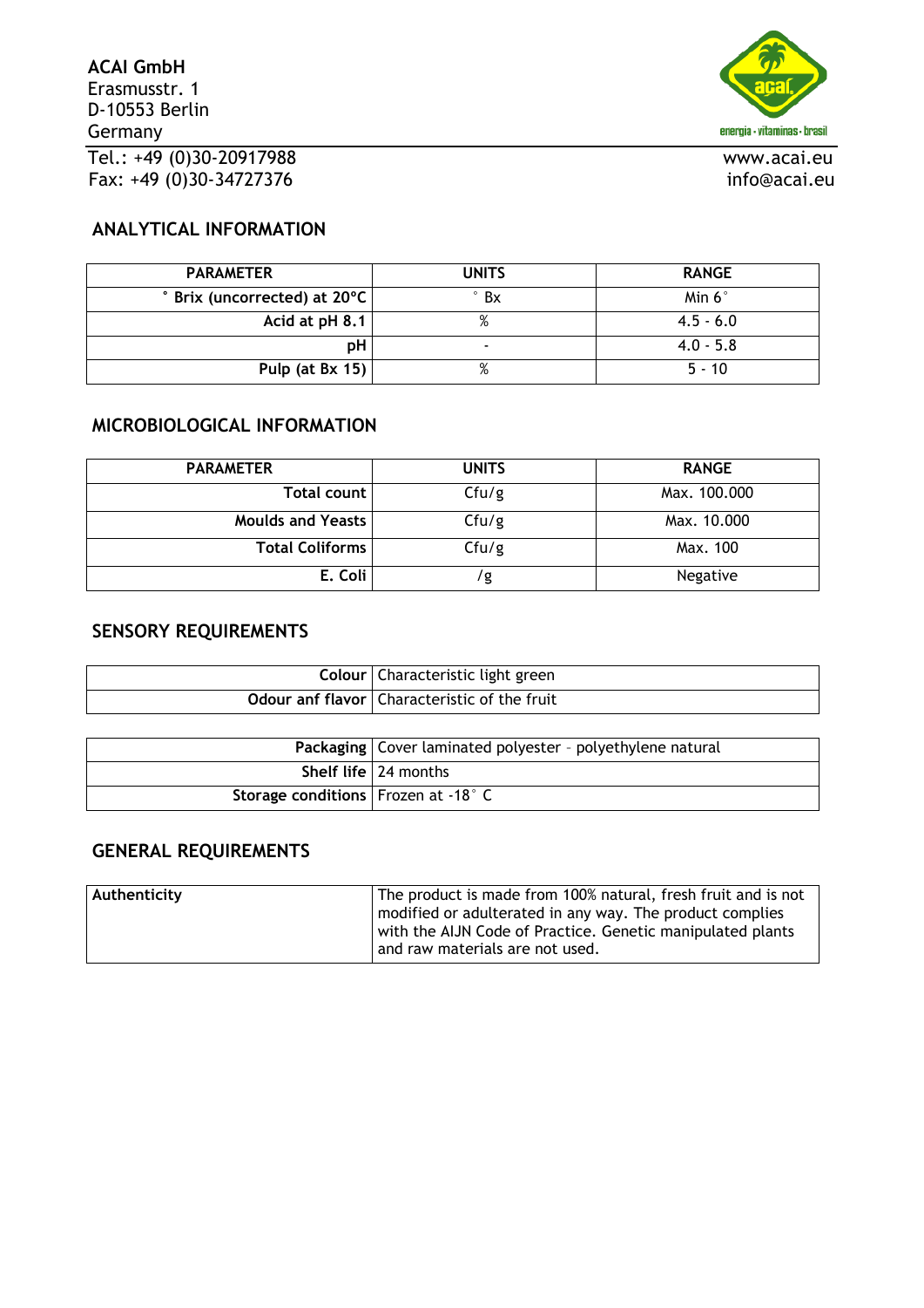**ACAI GmbH**
Erasmusstr. 1
D-10553 Berlin
Germany
Tel.: +49 (0)30-20917988
Fax: +49 (0)30-34727376

www.acai.eu
info@acai.eu

## ANALYTICAL INFORMATION

| PARAMETER | UNITS | RANGE |
|---|---|---|
| ° Brix (uncorrected) at 20°C | ° Bx | Min 6° |
| Acid at pH 8.1 | % | 4.5 - 6.0 |
| pH | - | 4.0 - 5.8 |
| Pulp (at Bx 15) | % | 5 - 10 |

## MICROBIOLOGICAL INFORMATION

| PARAMETER | UNITS | RANGE |
|---|---|---|
| Total count | Cfu/g | Max. 100.000 |
| Moulds and Yeasts | Cfu/g | Max. 10.000 |
| Total Coliforms | Cfu/g | Max. 100 |
| E. Coli | /g | Negative |

## SENSORY REQUIREMENTS

| | |
|---|---|
| **Colour** | Characteristic light green |
| **Odour anf flavor** | Characteristic of the fruit |

| | |
|---|---|
| **Packaging** | Cover laminated polyester - polyethylene natural |
| **Shelf life** | 24 months |
| **Storage conditions** | Frozen at -18° C |

## GENERAL REQUIREMENTS

| | |
|---|---|
| **Authenticity** | The product is made from 100% natural, fresh fruit and is not modified or adulterated in any way. The product complies with the AIJN Code of Practice. Genetic manipulated plants and raw materials are not used. |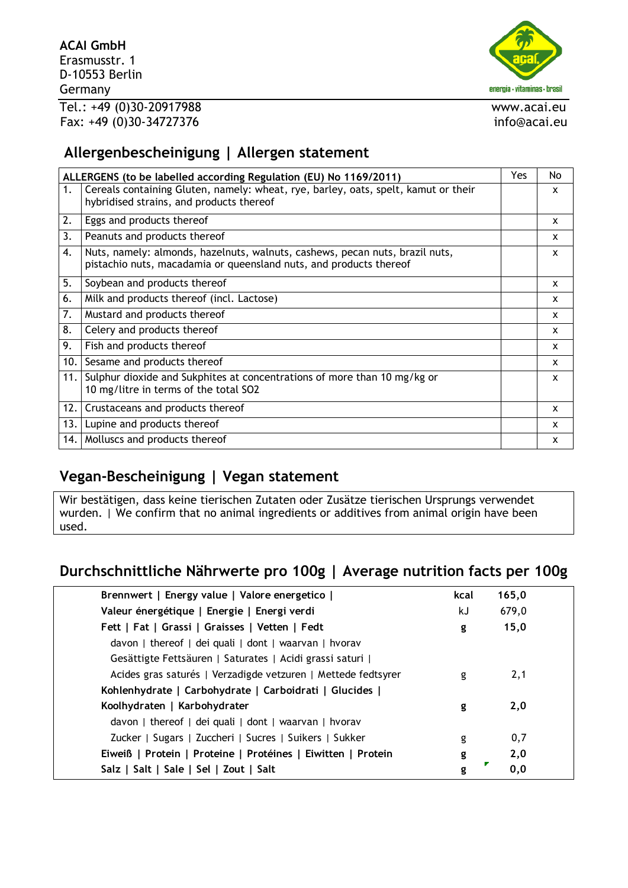ACAI GmbH
Erasmusstr. 1
D-10553 Berlin
Germany

Tel.: +49 (0)30-20917988
Fax: +49 (0)30-34727376

www.acai.eu
info@acai.eu

## Allergenbescheinigung | Allergen statement

| | ALLERGENS (to be labelled according Regulation (EU) No 1169/2011) | Yes | No |
|---|---|---|---|
| 1. | Cereals containing Gluten, namely: wheat, rye, barley, oats, spelt, kamut or their hybridised strains, and products thereof | | x |
| 2. | Eggs and products thereof | | x |
| 3. | Peanuts and products thereof | | x |
| 4. | Nuts, namely: almonds, hazelnuts, walnuts, cashews, pecan nuts, brazil nuts, pistachio nuts, macadamia or queensland nuts, and products thereof | | x |
| 5. | Soybean and products thereof | | x |
| 6. | Milk and products thereof (incl. Lactose) | | x |
| 7. | Mustard and products thereof | | x |
| 8. | Celery and products thereof | | x |
| 9. | Fish and products thereof | | x |
| 10. | Sesame and products thereof | | x |
| 11. | Sulphur dioxide and Sukphites at concentrations of more than 10 mg/kg or 10 mg/litre in terms of the total SO2 | | x |
| 12. | Crustaceans and products thereof | | x |
| 13. | Lupine and products thereof | | x |
| 14. | Molluscs and products thereof | | x |

## Vegan-Bescheinigung | Vegan statement

Wir bestätigen, dass keine tierischen Zutaten oder Zusätze tierischen Ursprungs verwendet wurden. | We confirm that no animal ingredients or additives from animal origin have been used.

## Durchschnittliche Nährwerte pro 100g | Average nutrition facts per 100g

| | | |
|---|---|---|
| **Brennwert \| Energy value \| Valore energetico \| Valeur énergétique \| Energie \| Energi verdi** | **kcal** | **165,0** |
| | kJ | 679,0 |
| **Fett \| Fat \| Grassi \| Graisses \| Vetten \| Fedt** | **g** | **15,0** |
| davon \| thereof \| dei quali \| dont \| waarvan \| hvorav Gesättigte Fettsäuren \| Saturates \| Acidi grassi saturi \| Acides gras saturés \| Verzadigde vetzuren \| Mettede fedtsyrer | g | 2,1 |
| **Kohlenhydrate \| Carbohydrate \| Carboidrati \| Glucides \| Koolhydraten \| Karbohydrater** | **g** | **2,0** |
| davon \| thereof \| dei quali \| dont \| waarvan \| hvorav Zucker \| Sugars \| Zuccheri \| Sucres \| Suikers \| Sukker | g | 0,7 |
| **Eiweiß \| Protein \| Proteine \| Protéines \| Eiwitten \| Protein** | **g** | **2,0** |
| **Salz \| Salt \| Sale \| Sel \| Zout \| Salt** | **g** | **0,0** |